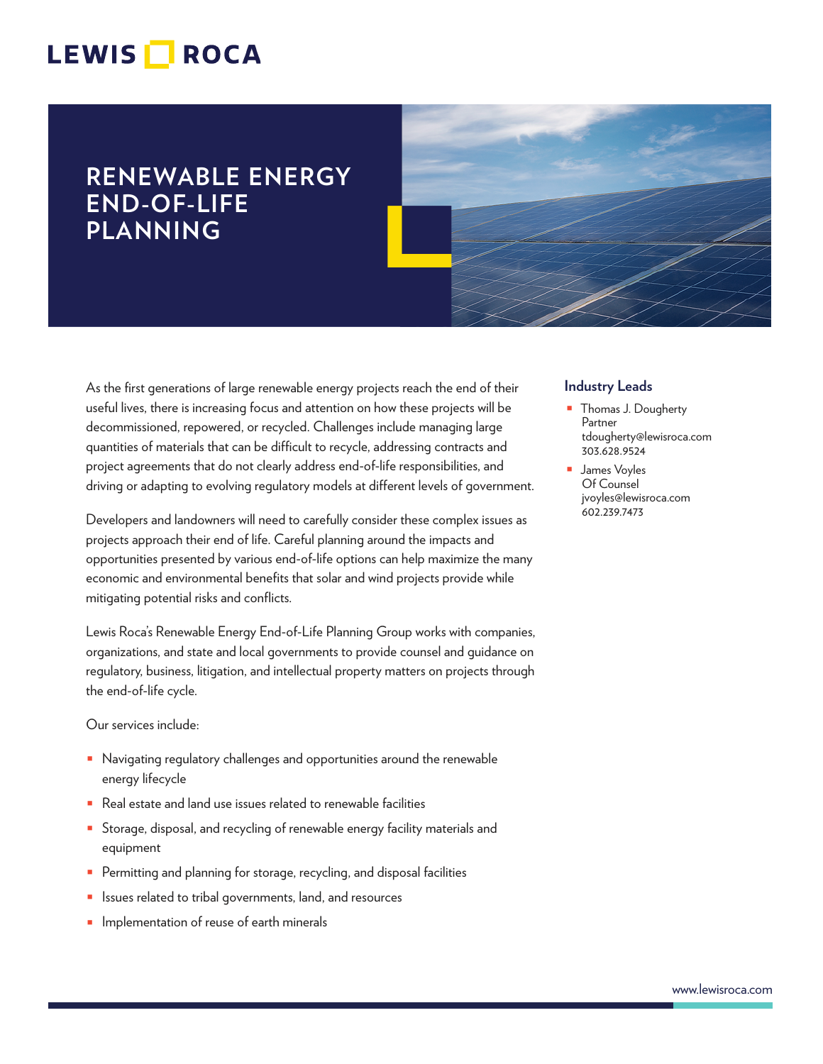LEWIS ROCA

# RENEWABLE ENERGY END-OF-LIFE PLANNING

As the first generations of large renewable energy projects reach the end of their useful lives, there is increasing focus and attention on how these projects will be decommissioned, repowered, or recycled. Challenges include managing large quantities of materials that can be difficult to recycle, addressing contracts and project agreements that do not clearly address end-of-life responsibilities, and driving or adapting to evolving regulatory models at different levels of government.

Developers and landowners will need to carefully consider these complex issues as projects approach their end of life. Careful planning around the impacts and opportunities presented by various end-of-life options can help maximize the many economic and environmental benefits that solar and wind projects provide while mitigating potential risks and conflicts.

Lewis Roca's Renewable Energy End-of-Life Planning Group works with companies, organizations, and state and local governments to provide counsel and guidance on regulatory, business, litigation, and intellectual property matters on projects through the end-of-life cycle.

Our services include:

- Navigating regulatory challenges and opportunities around the renewable energy lifecycle
- Real estate and land use issues related to renewable facilities
- Storage, disposal, and recycling of renewable energy facility materials and equipment
- Permitting and planning for storage, recycling, and disposal facilities
- Issues related to tribal governments, land, and resources
- Implementation of reuse of earth minerals

## Industry Leads

- Thomas J. Dougherty
  Partner
  tdougherty@lewisroca.com
  303.628.9524
- James Voyles
  Of Counsel
  jvoyles@lewisroca.com
  602.239.7473

www.lewisroca.com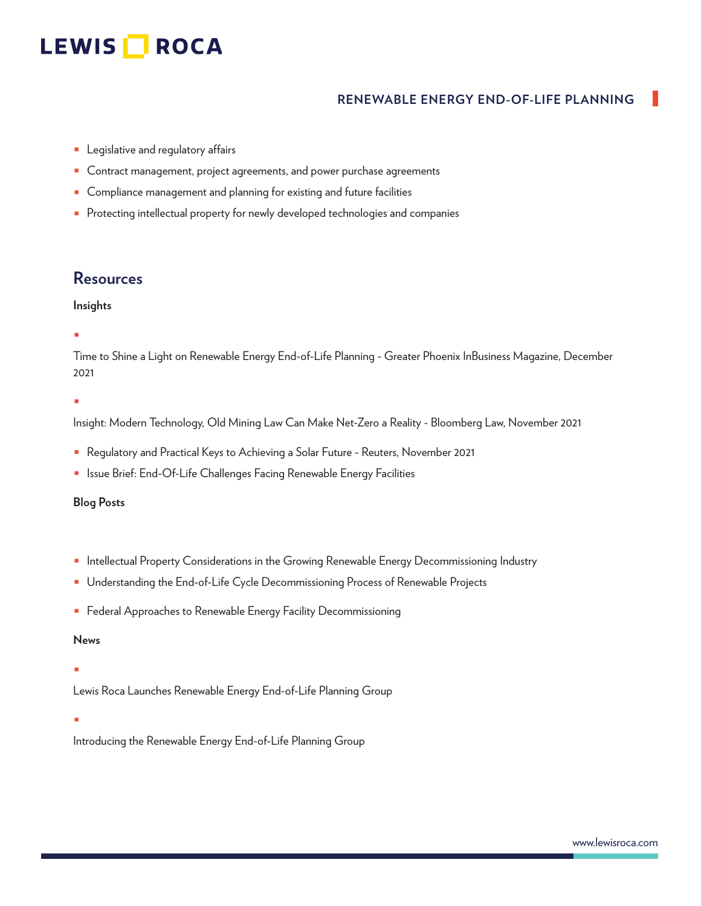- Legislative and regulatory affairs
- Contract management, project agreements, and power purchase agreements
- Compliance management and planning for existing and future facilities
- Protecting intellectual property for newly developed technologies and companies

## Resources

**Insights**

- Time to Shine a Light on Renewable Energy End-of-Life Planning - Greater Phoenix InBusiness Magazine, December 2021
- Insight: Modern Technology, Old Mining Law Can Make Net-Zero a Reality - Bloomberg Law, November 2021
- Regulatory and Practical Keys to Achieving a Solar Future - Reuters, November 2021
- Issue Brief: End-Of-Life Challenges Facing Renewable Energy Facilities

**Blog Posts**

- Intellectual Property Considerations in the Growing Renewable Energy Decommissioning Industry
- Understanding the End-of-Life Cycle Decommissioning Process of Renewable Projects
- Federal Approaches to Renewable Energy Facility Decommissioning

**News**

- Lewis Roca Launches Renewable Energy End-of-Life Planning Group
- Introducing the Renewable Energy End-of-Life Planning Group